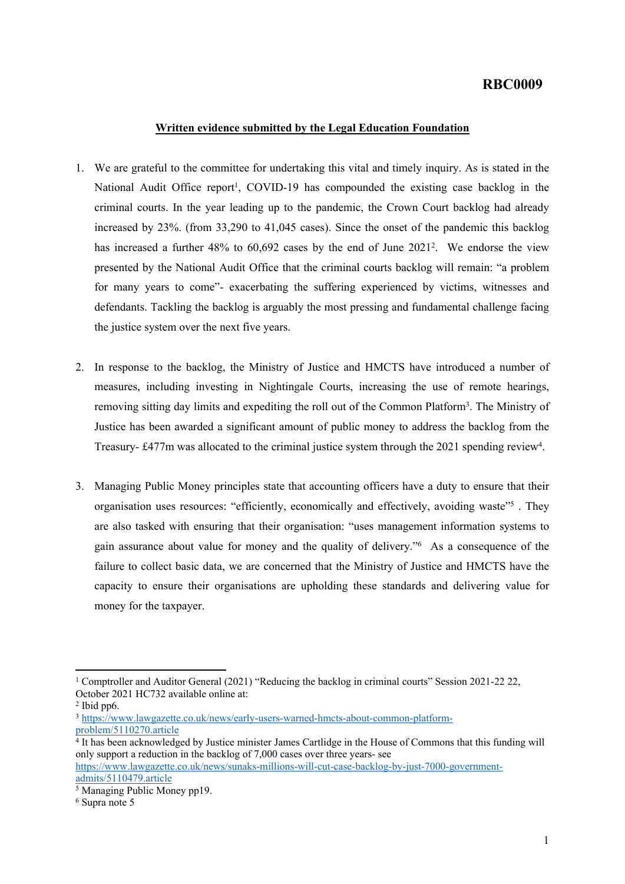**RBC0009**

**Written evidence submitted by the Legal Education Foundation**

1. We are grateful to the committee for undertaking this vital and timely inquiry. As is stated in the National Audit Office report[1], COVID-19 has compounded the existing case backlog in the criminal courts. In the year leading up to the pandemic, the Crown Court backlog had already increased by 23%. (from 33,290 to 41,045 cases). Since the onset of the pandemic this backlog has increased a further 48% to 60,692 cases by the end of June 2021[2]. We endorse the view presented by the National Audit Office that the criminal courts backlog will remain: "a problem for many years to come"- exacerbating the suffering experienced by victims, witnesses and defendants. Tackling the backlog is arguably the most pressing and fundamental challenge facing the justice system over the next five years.

2. In response to the backlog, the Ministry of Justice and HMCTS have introduced a number of measures, including investing in Nightingale Courts, increasing the use of remote hearings, removing sitting day limits and expediting the roll out of the Common Platform[3]. The Ministry of Justice has been awarded a significant amount of public money to address the backlog from the Treasury- £477m was allocated to the criminal justice system through the 2021 spending review[4].

3. Managing Public Money principles state that accounting officers have a duty to ensure that their organisation uses resources: "efficiently, economically and effectively, avoiding waste"[5] . They are also tasked with ensuring that their organisation: "uses management information systems to gain assurance about value for money and the quality of delivery."[6] As a consequence of the failure to collect basic data, we are concerned that the Ministry of Justice and HMCTS have the capacity to ensure their organisations are upholding these standards and delivering value for money for the taxpayer.

---

[1] Comptroller and Auditor General (2021) "Reducing the backlog in criminal courts" Session 2021-22 22, October 2021 HC732 available online at:

[2] Ibid pp6.

[3] https://www.lawgazette.co.uk/news/early-users-warned-hmcts-about-common-platform-problem/5110270.article

[4] It has been acknowledged by Justice minister James Cartlidge in the House of Commons that this funding will only support a reduction in the backlog of 7,000 cases over three years- see https://www.lawgazette.co.uk/news/sunaks-millions-will-cut-case-backlog-by-just-7000-government-admits/5110479.article

[5] Managing Public Money pp19.

[6] Supra note 5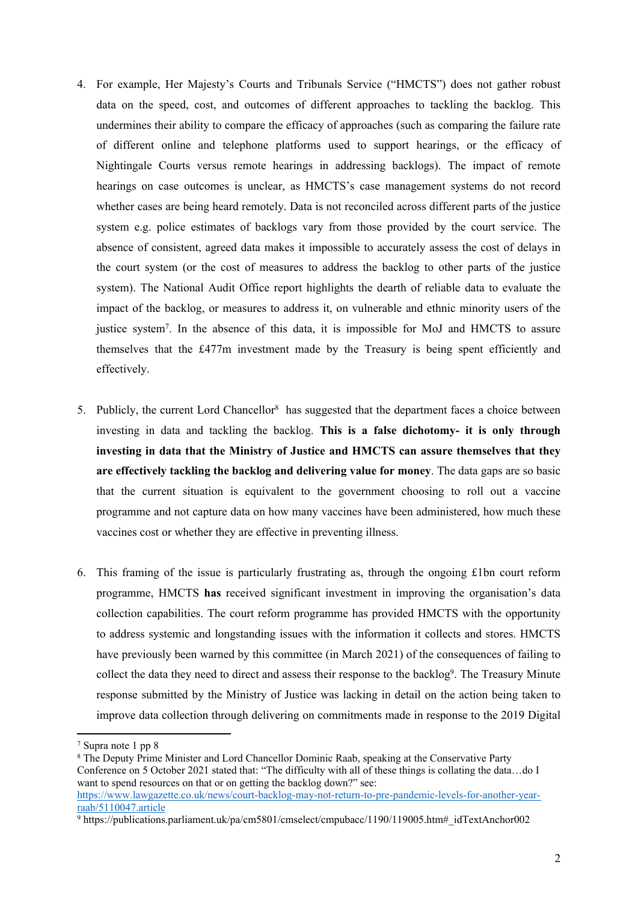4. For example, Her Majesty's Courts and Tribunals Service ("HMCTS") does not gather robust data on the speed, cost, and outcomes of different approaches to tackling the backlog. This undermines their ability to compare the efficacy of approaches (such as comparing the failure rate of different online and telephone platforms used to support hearings, or the efficacy of Nightingale Courts versus remote hearings in addressing backlogs). The impact of remote hearings on case outcomes is unclear, as HMCTS's case management systems do not record whether cases are being heard remotely. Data is not reconciled across different parts of the justice system e.g. police estimates of backlogs vary from those provided by the court service. The absence of consistent, agreed data makes it impossible to accurately assess the cost of delays in the court system (or the cost of measures to address the backlog to other parts of the justice system). The National Audit Office report highlights the dearth of reliable data to evaluate the impact of the backlog, or measures to address it, on vulnerable and ethnic minority users of the justice system[7]. In the absence of this data, it is impossible for MoJ and HMCTS to assure themselves that the £477m investment made by the Treasury is being spent efficiently and effectively.

5. Publicly, the current Lord Chancellor[8] has suggested that the department faces a choice between investing in data and tackling the backlog. **This is a false dichotomy- it is only through investing in data that the Ministry of Justice and HMCTS can assure themselves that they are effectively tackling the backlog and delivering value for money**. The data gaps are so basic that the current situation is equivalent to the government choosing to roll out a vaccine programme and not capture data on how many vaccines have been administered, how much these vaccines cost or whether they are effective in preventing illness.

6. This framing of the issue is particularly frustrating as, through the ongoing £1bn court reform programme, HMCTS **has** received significant investment in improving the organisation's data collection capabilities. The court reform programme has provided HMCTS with the opportunity to address systemic and longstanding issues with the information it collects and stores. HMCTS have previously been warned by this committee (in March 2021) of the consequences of failing to collect the data they need to direct and assess their response to the backlog[9]. The Treasury Minute response submitted by the Ministry of Justice was lacking in detail on the action being taken to improve data collection through delivering on commitments made in response to the 2019 Digital

---

[7] Supra note 1 pp 8

[8] The Deputy Prime Minister and Lord Chancellor Dominic Raab, speaking at the Conservative Party Conference on 5 October 2021 stated that: "The difficulty with all of these things is collating the data…do I want to spend resources on that or on getting the backlog down?" see: [https://www.lawgazette.co.uk/news/court-backlog-may-not-return-to-pre-pandemic-levels-for-another-year-raab/5110047.article](https://www.lawgazette.co.uk/news/court-backlog-may-not-return-to-pre-pandemic-levels-for-another-year-raab/5110047.article)

[9] https://publications.parliament.uk/pa/cm5801/cmselect/cmpubacc/1190/119005.htm#_idTextAnchor002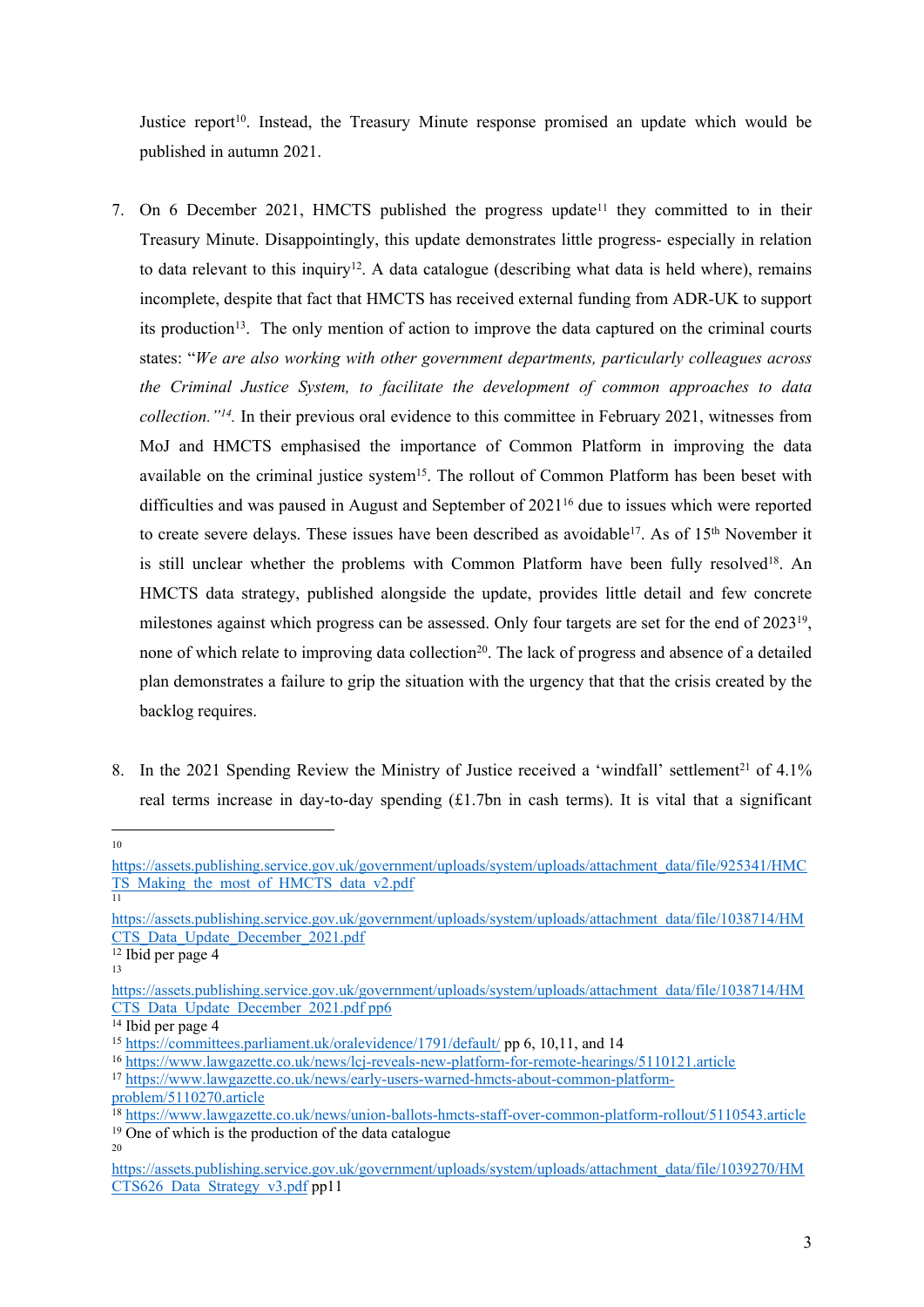Justice report[10]. Instead, the Treasury Minute response promised an update which would be published in autumn 2021.

7. On 6 December 2021, HMCTS published the progress update[11] they committed to in their Treasury Minute. Disappointingly, this update demonstrates little progress- especially in relation to data relevant to this inquiry[12]. A data catalogue (describing what data is held where), remains incomplete, despite that fact that HMCTS has received external funding from ADR-UK to support its production[13]. The only mention of action to improve the data captured on the criminal courts states: "*We are also working with other government departments, particularly colleagues across the Criminal Justice System, to facilitate the development of common approaches to data collection."[14]*. In their previous oral evidence to this committee in February 2021, witnesses from MoJ and HMCTS emphasised the importance of Common Platform in improving the data available on the criminal justice system[15]. The rollout of Common Platform has been beset with difficulties and was paused in August and September of 2021[16] due to issues which were reported to create severe delays. These issues have been described as avoidable[17]. As of 15th November it is still unclear whether the problems with Common Platform have been fully resolved[18]. An HMCTS data strategy, published alongside the update, provides little detail and few concrete milestones against which progress can be assessed. Only four targets are set for the end of 2023[19], none of which relate to improving data collection[20]. The lack of progress and absence of a detailed plan demonstrates a failure to grip the situation with the urgency that that the crisis created by the backlog requires.

8. In the 2021 Spending Review the Ministry of Justice received a 'windfall' settlement[21] of 4.1% real terms increase in day-to-day spending (£1.7bn in cash terms). It is vital that a significant

---

[10] https://assets.publishing.service.gov.uk/government/uploads/system/uploads/attachment_data/file/925341/HMCTS_Making_the_most_of_HMCTS_data_v2.pdf

[11] https://assets.publishing.service.gov.uk/government/uploads/system/uploads/attachment_data/file/1038714/HMCTS_Data_Update_December_2021.pdf

[12] Ibid per page 4

[13] https://assets.publishing.service.gov.uk/government/uploads/system/uploads/attachment_data/file/1038714/HMCTS_Data_Update_December_2021.pdf pp6

[14] Ibid per page 4

[15] https://committees.parliament.uk/oralevidence/1791/default/ pp 6, 10,11, and 14

[16] https://www.lawgazette.co.uk/news/lcj-reveals-new-platform-for-remote-hearings/5110121.article

[17] https://www.lawgazette.co.uk/news/early-users-warned-hmcts-about-common-platform-problem/5110270.article

[18] https://www.lawgazette.co.uk/news/union-ballots-hmcts-staff-over-common-platform-rollout/5110543.article

[19] One of which is the production of the data catalogue

[20] https://assets.publishing.service.gov.uk/government/uploads/system/uploads/attachment_data/file/1039270/HMCTS626_Data_Strategy_v3.pdf pp11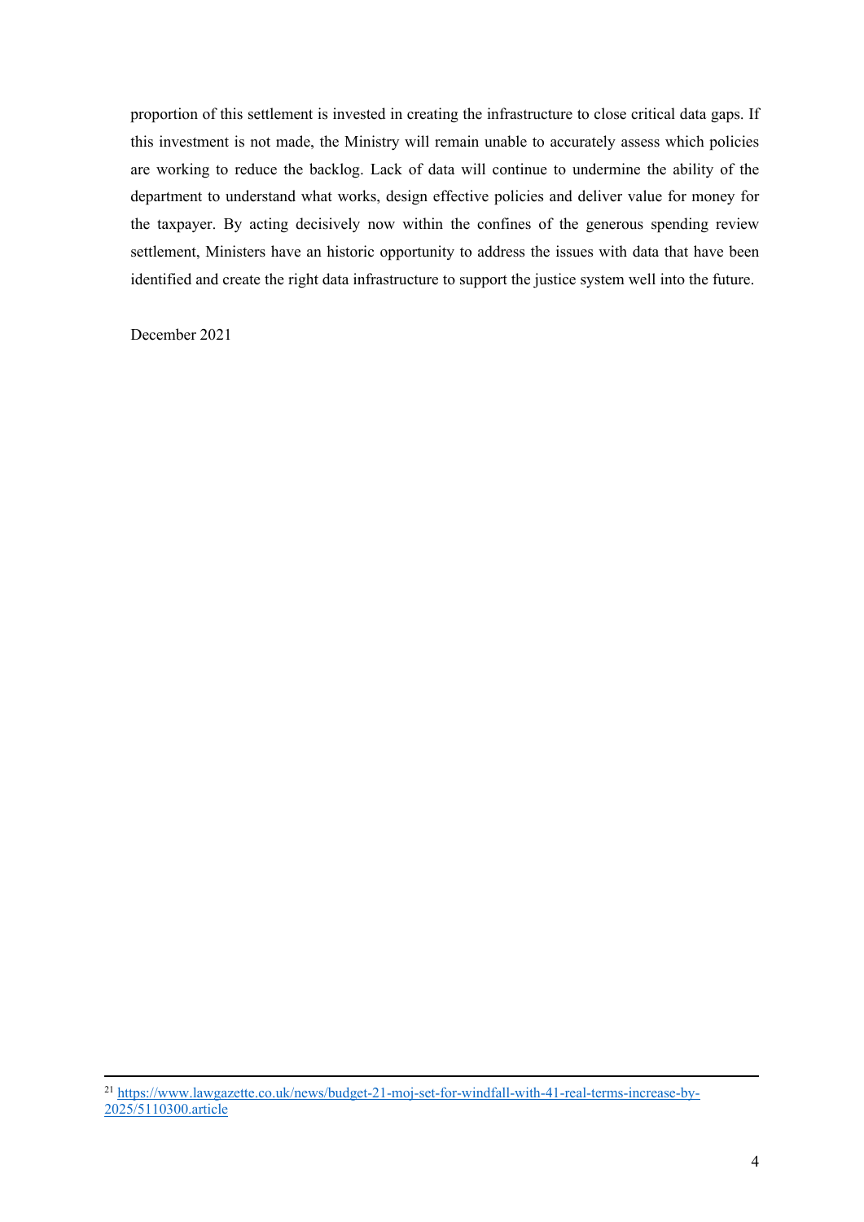proportion of this settlement is invested in creating the infrastructure to close critical data gaps. If this investment is not made, the Ministry will remain unable to accurately assess which policies are working to reduce the backlog. Lack of data will continue to undermine the ability of the department to understand what works, design effective policies and deliver value for money for the taxpayer. By acting decisively now within the confines of the generous spending review settlement, Ministers have an historic opportunity to address the issues with data that have been identified and create the right data infrastructure to support the justice system well into the future.

December 2021

---

[21] https://www.lawgazette.co.uk/news/budget-21-moj-set-for-windfall-with-41-real-terms-increase-by-2025/5110300.article